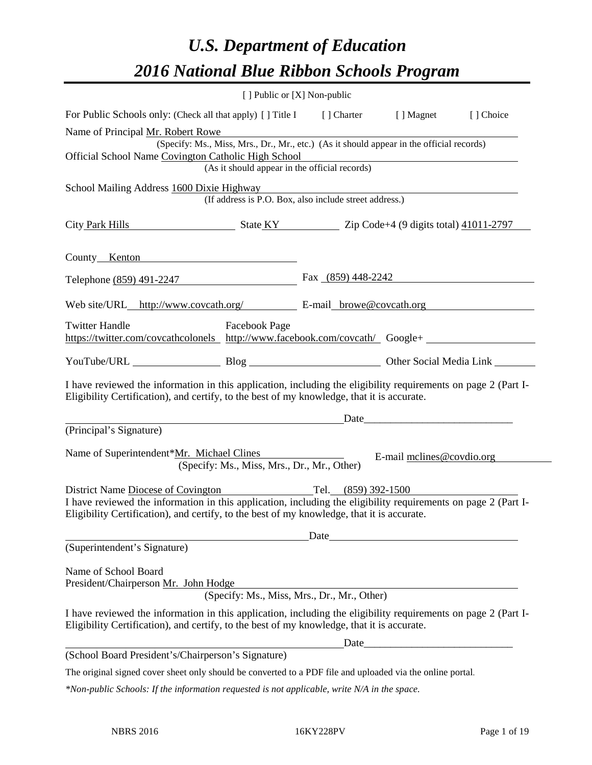# *U.S. Department of Education*

# *2016 National Blue Ribbon Schools Program*

[ ] Public or [X] Non-public

For Public Schools only: (Check all that apply) [ ] Title I [ ] Charter [ ] Magnet [ ] Choice

Name of Principal Mr. Robert Rowe
(Specify: Ms., Miss, Mrs., Dr., Mr., etc.) (As it should appear in the official records)

Official School Name Covington Catholic High School
(As it should appear in the official records)

School Mailing Address 1600 Dixie Highway
(If address is P.O. Box, also include street address.)

City Park Hills State KY Zip Code+4 (9 digits total) 41011-2797

County Kenton

Telephone (859) 491-2247 Fax (859) 448-2242

Web site/URL http://www.covcath.org/ E-mail browe@covcath.org

Twitter Handle https://twitter.com/covcathcolonels Facebook Page http://www.facebook.com/covcath/ Google+

YouTube/URL Blog Other Social Media Link

I have reviewed the information in this application, including the eligibility requirements on page 2 (Part I-Eligibility Certification), and certify, to the best of my knowledge, that it is accurate.

_______________________________________ Date_____________________________
(Principal's Signature)

Name of Superintendent* Mr. Michael Clines E-mail mclines@covdio.org
(Specify: Ms., Miss, Mrs., Dr., Mr., Other)

District Name Diocese of Covington Tel. (859) 392-1500

I have reviewed the information in this application, including the eligibility requirements on page 2 (Part I-Eligibility Certification), and certify, to the best of my knowledge, that it is accurate.

_______________________________________ Date_____________________________
(Superintendent's Signature)

Name of School Board
President/Chairperson Mr. John Hodge
(Specify: Ms., Miss, Mrs., Dr., Mr., Other)

I have reviewed the information in this application, including the eligibility requirements on page 2 (Part I-Eligibility Certification), and certify, to the best of my knowledge, that it is accurate.

_______________________________________ Date_____________________________
(School Board President's/Chairperson's Signature)

The original signed cover sheet only should be converted to a PDF file and uploaded via the online portal.

*\*Non-public Schools: If the information requested is not applicable, write N/A in the space.*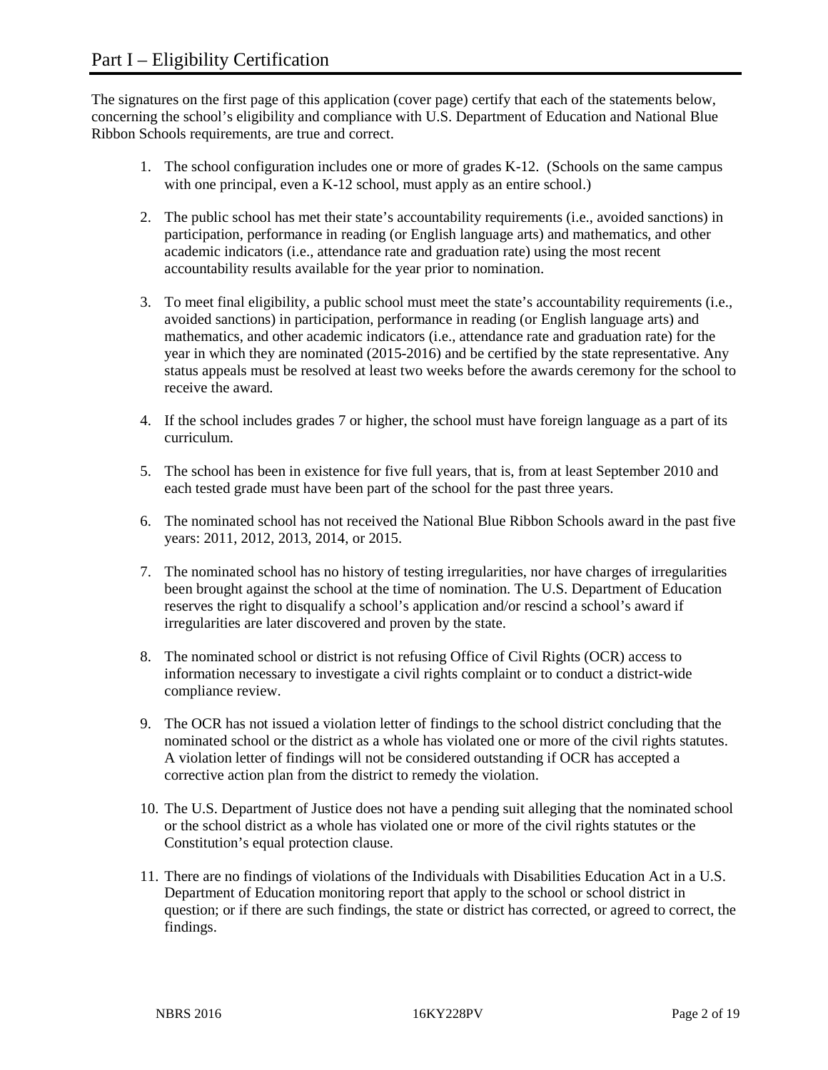# Part I – Eligibility Certification

The signatures on the first page of this application (cover page) certify that each of the statements below, concerning the school's eligibility and compliance with U.S. Department of Education and National Blue Ribbon Schools requirements, are true and correct.

1. The school configuration includes one or more of grades K-12. (Schools on the same campus with one principal, even a K-12 school, must apply as an entire school.)
2. The public school has met their state's accountability requirements (i.e., avoided sanctions) in participation, performance in reading (or English language arts) and mathematics, and other academic indicators (i.e., attendance rate and graduation rate) using the most recent accountability results available for the year prior to nomination.
3. To meet final eligibility, a public school must meet the state's accountability requirements (i.e., avoided sanctions) in participation, performance in reading (or English language arts) and mathematics, and other academic indicators (i.e., attendance rate and graduation rate) for the year in which they are nominated (2015-2016) and be certified by the state representative. Any status appeals must be resolved at least two weeks before the awards ceremony for the school to receive the award.
4. If the school includes grades 7 or higher, the school must have foreign language as a part of its curriculum.
5. The school has been in existence for five full years, that is, from at least September 2010 and each tested grade must have been part of the school for the past three years.
6. The nominated school has not received the National Blue Ribbon Schools award in the past five years: 2011, 2012, 2013, 2014, or 2015.
7. The nominated school has no history of testing irregularities, nor have charges of irregularities been brought against the school at the time of nomination. The U.S. Department of Education reserves the right to disqualify a school's application and/or rescind a school's award if irregularities are later discovered and proven by the state.
8. The nominated school or district is not refusing Office of Civil Rights (OCR) access to information necessary to investigate a civil rights complaint or to conduct a district-wide compliance review.
9. The OCR has not issued a violation letter of findings to the school district concluding that the nominated school or the district as a whole has violated one or more of the civil rights statutes. A violation letter of findings will not be considered outstanding if OCR has accepted a corrective action plan from the district to remedy the violation.
10. The U.S. Department of Justice does not have a pending suit alleging that the nominated school or the school district as a whole has violated one or more of the civil rights statutes or the Constitution's equal protection clause.
11. There are no findings of violations of the Individuals with Disabilities Education Act in a U.S. Department of Education monitoring report that apply to the school or school district in question; or if there are such findings, the state or district has corrected, or agreed to correct, the findings.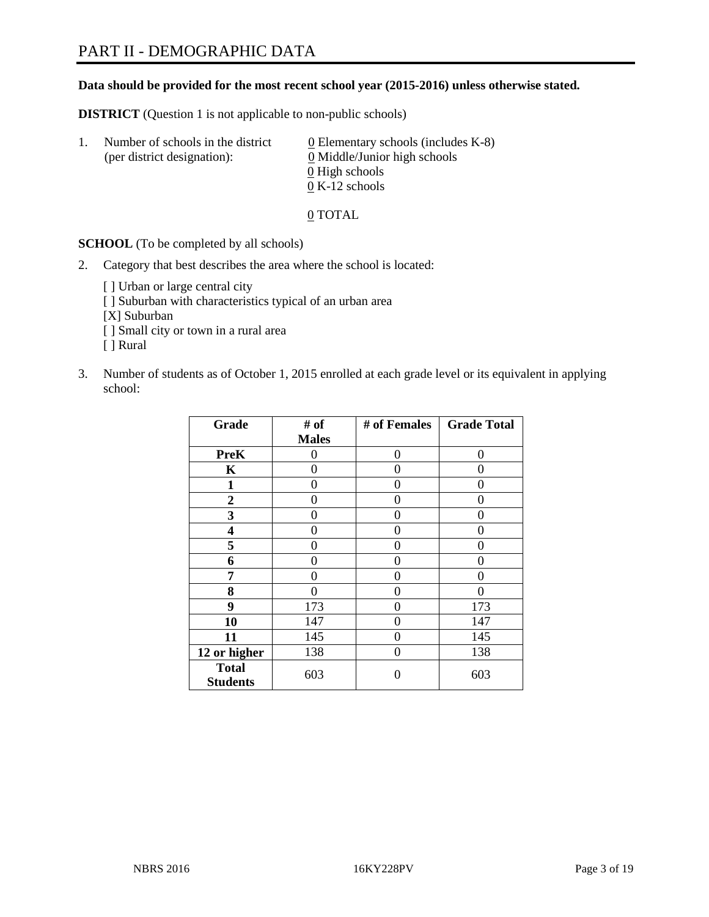# PART II - DEMOGRAPHIC DATA

**Data should be provided for the most recent school year (2015-2016) unless otherwise stated.**

**DISTRICT** (Question 1 is not applicable to non-public schools)

1. Number of schools in the district (per district designation):
   - 0 Elementary schools (includes K-8)
   - 0 Middle/Junior high schools
   - 0 High schools
   - 0 K-12 schools

   0 TOTAL

**SCHOOL** (To be completed by all schools)

2. Category that best describes the area where the school is located:

   [ ] Urban or large central city
   [ ] Suburban with characteristics typical of an urban area
   [X] Suburban
   [ ] Small city or town in a rural area
   [ ] Rural

3. Number of students as of October 1, 2015 enrolled at each grade level or its equivalent in applying school:

| Grade | # of Males | # of Females | Grade Total |
|---|---|---|---|
| **PreK** | 0 | 0 | 0 |
| **K** | 0 | 0 | 0 |
| **1** | 0 | 0 | 0 |
| **2** | 0 | 0 | 0 |
| **3** | 0 | 0 | 0 |
| **4** | 0 | 0 | 0 |
| **5** | 0 | 0 | 0 |
| **6** | 0 | 0 | 0 |
| **7** | 0 | 0 | 0 |
| **8** | 0 | 0 | 0 |
| **9** | 173 | 0 | 173 |
| **10** | 147 | 0 | 147 |
| **11** | 145 | 0 | 145 |
| **12 or higher** | 138 | 0 | 138 |
| **Total Students** | 603 | 0 | 603 |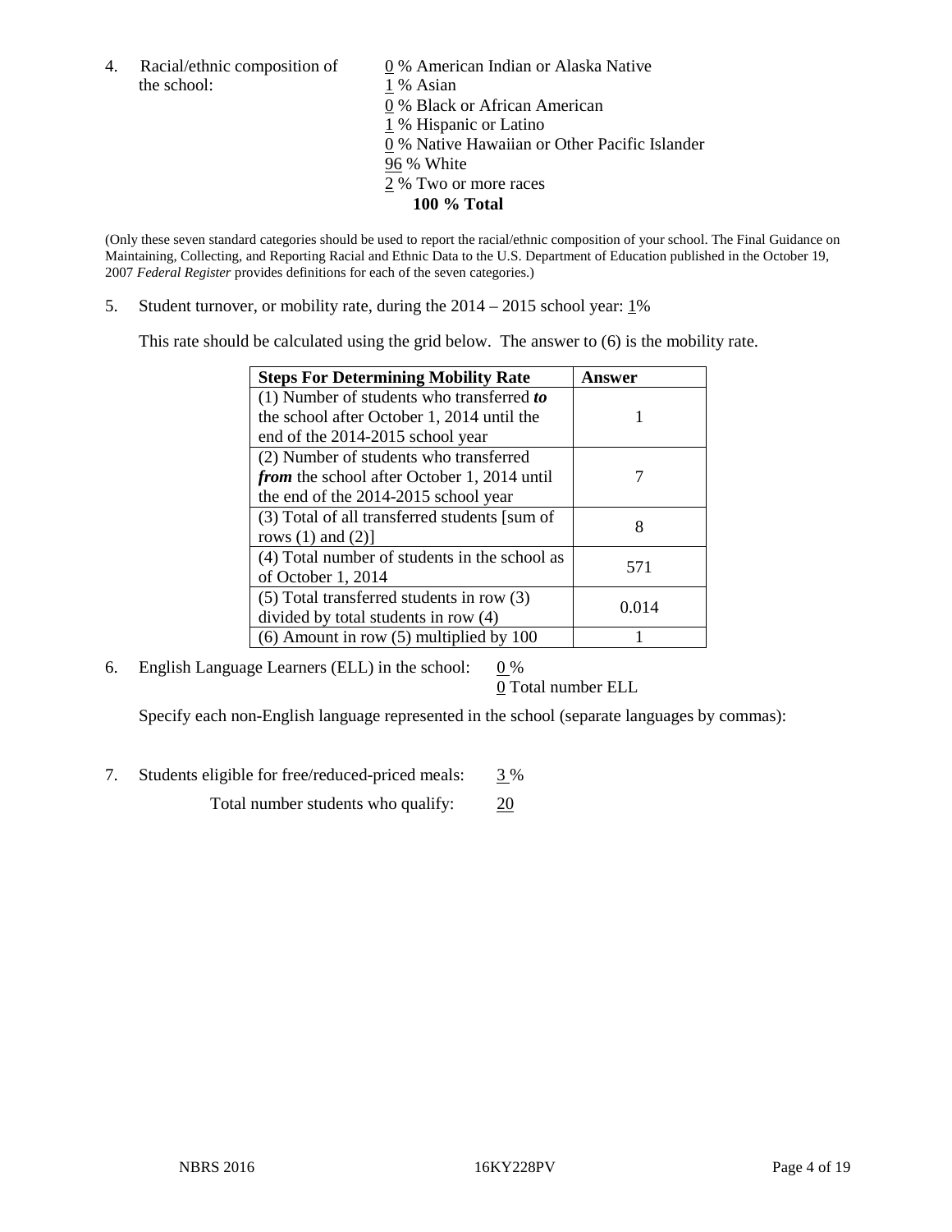4. Racial/ethnic composition of the school:

0 % American Indian or Alaska Native
1 % Asian
0 % Black or African American
1 % Hispanic or Latino
0 % Native Hawaiian or Other Pacific Islander
96 % White
2 % Two or more races
**100 % Total**

(Only these seven standard categories should be used to report the racial/ethnic composition of your school. The Final Guidance on Maintaining, Collecting, and Reporting Racial and Ethnic Data to the U.S. Department of Education published in the October 19, 2007 *Federal Register* provides definitions for each of the seven categories.)

5. Student turnover, or mobility rate, during the 2014 – 2015 school year: 1%

This rate should be calculated using the grid below. The answer to (6) is the mobility rate.

| **Steps For Determining Mobility Rate** | **Answer** |
|---|---|
| (1) Number of students who transferred ***to*** the school after October 1, 2014 until the end of the 2014-2015 school year | 1 |
| (2) Number of students who transferred ***from*** the school after October 1, 2014 until the end of the 2014-2015 school year | 7 |
| (3) Total of all transferred students [sum of rows (1) and (2)] | 8 |
| (4) Total number of students in the school as of October 1, 2014 | 571 |
| (5) Total transferred students in row (3) divided by total students in row (4) | 0.014 |
| (6) Amount in row (5) multiplied by 100 | 1 |

6. English Language Learners (ELL) in the school: 0 %
0 Total number ELL

Specify each non-English language represented in the school (separate languages by commas):

7. Students eligible for free/reduced-priced meals: 3 %
Total number students who qualify: 20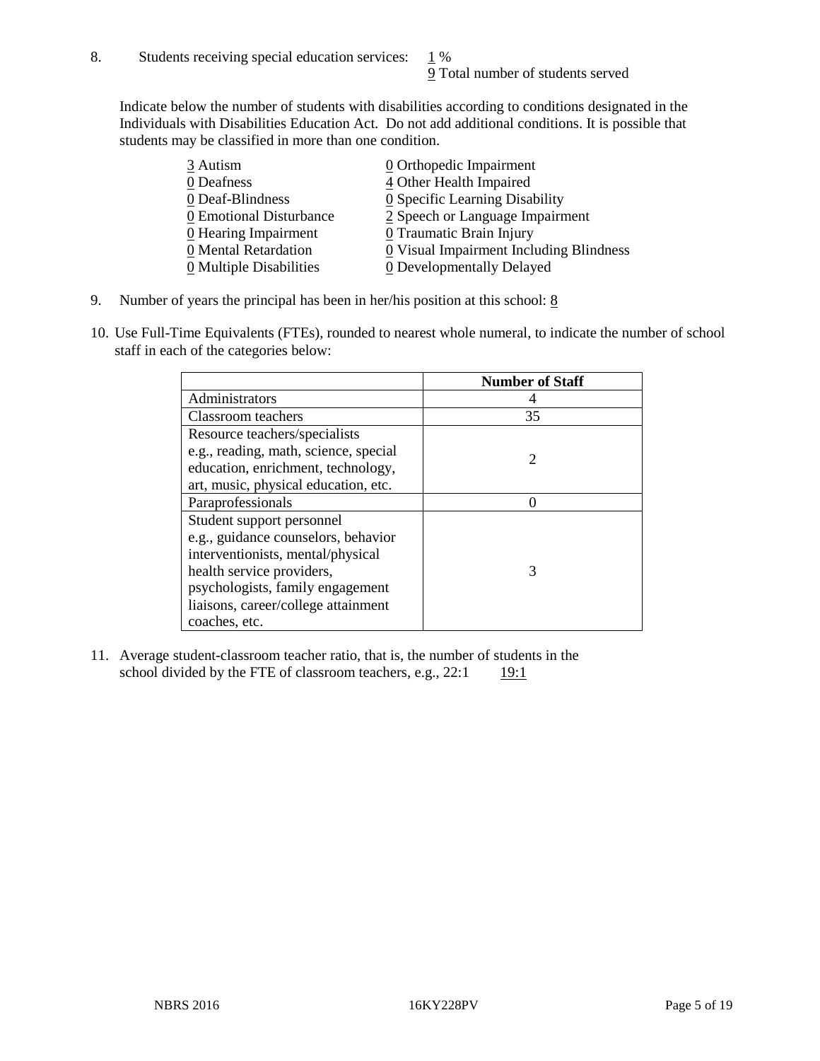8. Students receiving special education services: 1 %
   9 Total number of students served

   Indicate below the number of students with disabilities according to conditions designated in the Individuals with Disabilities Education Act. Do not add additional conditions. It is possible that students may be classified in more than one condition.

   3 Autism
   0 Deafness
   0 Deaf-Blindness
   0 Emotional Disturbance
   0 Hearing Impairment
   0 Mental Retardation
   0 Multiple Disabilities
   0 Orthopedic Impairment
   4 Other Health Impaired
   0 Specific Learning Disability
   2 Speech or Language Impairment
   0 Traumatic Brain Injury
   0 Visual Impairment Including Blindness
   0 Developmentally Delayed

9. Number of years the principal has been in her/his position at this school: 8

10. Use Full-Time Equivalents (FTEs), rounded to nearest whole numeral, to indicate the number of school staff in each of the categories below:

| | Number of Staff |
|---|---|
| Administrators | 4 |
| Classroom teachers | 35 |
| Resource teachers/specialists e.g., reading, math, science, special education, enrichment, technology, art, music, physical education, etc. | 2 |
| Paraprofessionals | 0 |
| Student support personnel e.g., guidance counselors, behavior interventionists, mental/physical health service providers, psychologists, family engagement liaisons, career/college attainment coaches, etc. | 3 |

11. Average student-classroom teacher ratio, that is, the number of students in the school divided by the FTE of classroom teachers, e.g., 22:1    19:1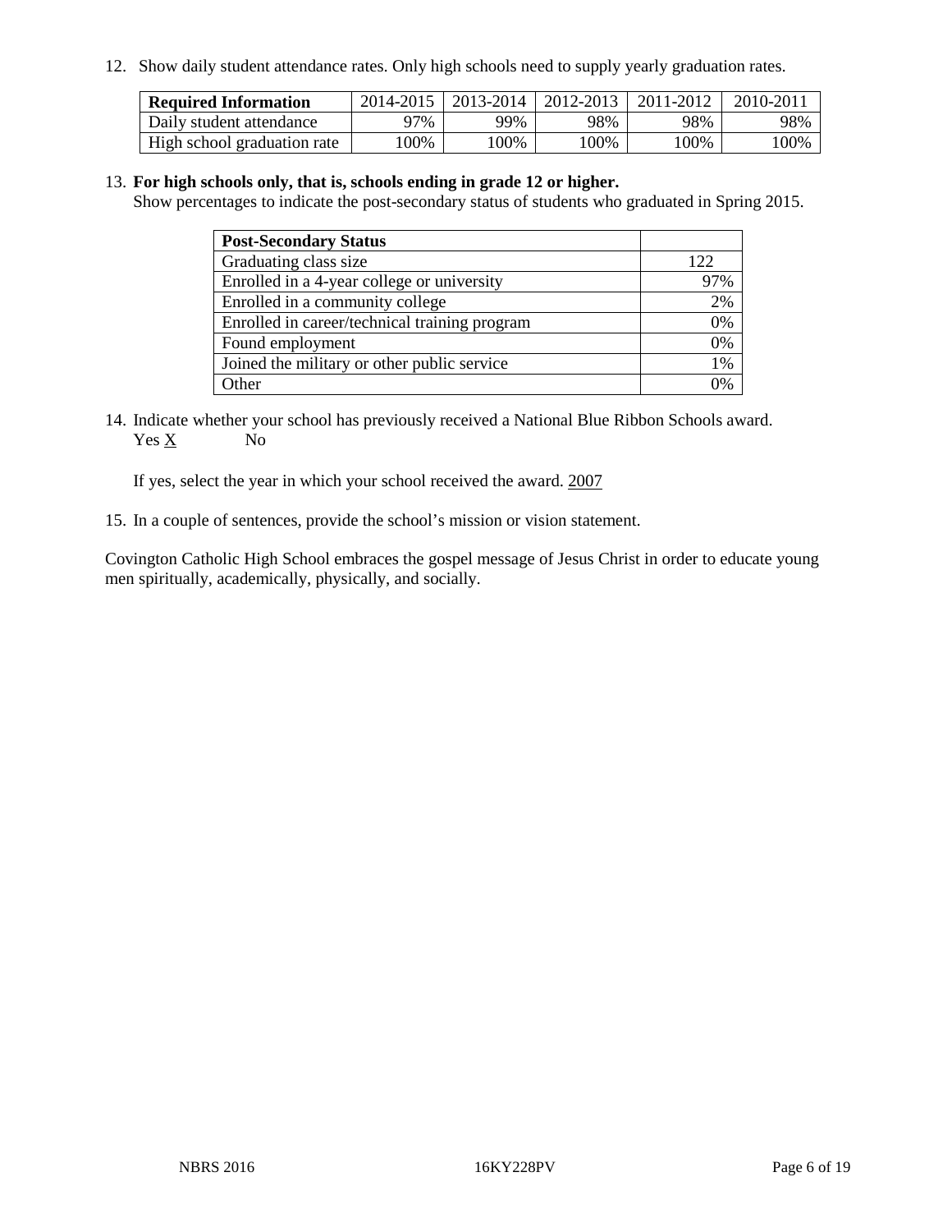12. Show daily student attendance rates. Only high schools need to supply yearly graduation rates.

| Required Information | 2014-2015 | 2013-2014 | 2012-2013 | 2011-2012 | 2010-2011 |
| --- | --- | --- | --- | --- | --- |
| Daily student attendance | 97% | 99% | 98% | 98% | 98% |
| High school graduation rate | 100% | 100% | 100% | 100% | 100% |

13. **For high schools only, that is, schools ending in grade 12 or higher.**
Show percentages to indicate the post-secondary status of students who graduated in Spring 2015.

| Post-Secondary Status | |
| --- | --- |
| Graduating class size | 122 |
| Enrolled in a 4-year college or university | 97% |
| Enrolled in a community college | 2% |
| Enrolled in career/technical training program | 0% |
| Found employment | 0% |
| Joined the military or other public service | 1% |
| Other | 0% |

14. Indicate whether your school has previously received a National Blue Ribbon Schools award.
Yes X No

If yes, select the year in which your school received the award. 2007

15. In a couple of sentences, provide the school's mission or vision statement.

Covington Catholic High School embraces the gospel message of Jesus Christ in order to educate young men spiritually, academically, physically, and socially.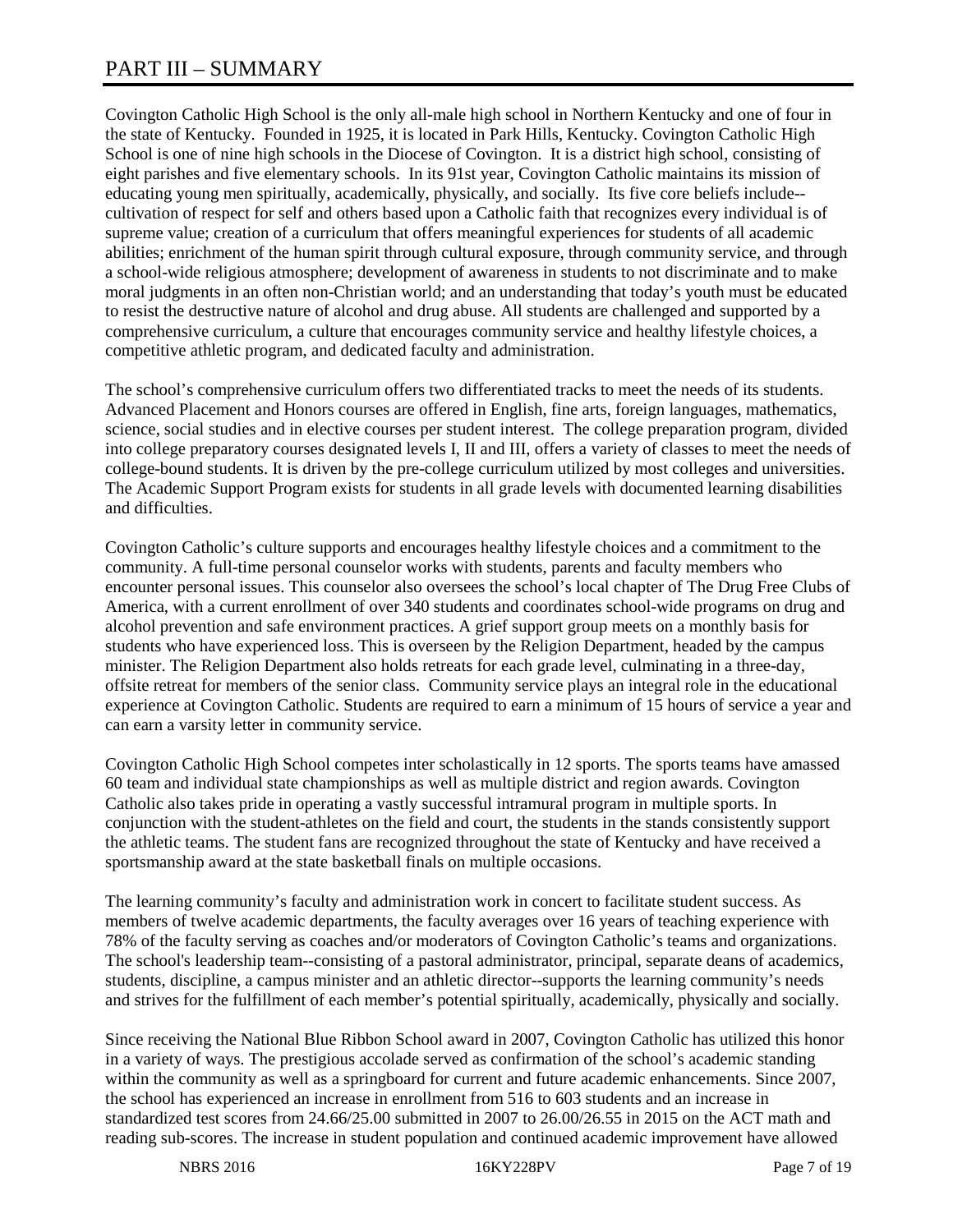# PART III – SUMMARY

Covington Catholic High School is the only all-male high school in Northern Kentucky and one of four in the state of Kentucky. Founded in 1925, it is located in Park Hills, Kentucky. Covington Catholic High School is one of nine high schools in the Diocese of Covington. It is a district high school, consisting of eight parishes and five elementary schools. In its 91st year, Covington Catholic maintains its mission of educating young men spiritually, academically, physically, and socially. Its five core beliefs include--cultivation of respect for self and others based upon a Catholic faith that recognizes every individual is of supreme value; creation of a curriculum that offers meaningful experiences for students of all academic abilities; enrichment of the human spirit through cultural exposure, through community service, and through a school-wide religious atmosphere; development of awareness in students to not discriminate and to make moral judgments in an often non-Christian world; and an understanding that today's youth must be educated to resist the destructive nature of alcohol and drug abuse. All students are challenged and supported by a comprehensive curriculum, a culture that encourages community service and healthy lifestyle choices, a competitive athletic program, and dedicated faculty and administration.

The school's comprehensive curriculum offers two differentiated tracks to meet the needs of its students. Advanced Placement and Honors courses are offered in English, fine arts, foreign languages, mathematics, science, social studies and in elective courses per student interest. The college preparation program, divided into college preparatory courses designated levels I, II and III, offers a variety of classes to meet the needs of college-bound students. It is driven by the pre-college curriculum utilized by most colleges and universities. The Academic Support Program exists for students in all grade levels with documented learning disabilities and difficulties.

Covington Catholic's culture supports and encourages healthy lifestyle choices and a commitment to the community. A full-time personal counselor works with students, parents and faculty members who encounter personal issues. This counselor also oversees the school's local chapter of The Drug Free Clubs of America, with a current enrollment of over 340 students and coordinates school-wide programs on drug and alcohol prevention and safe environment practices. A grief support group meets on a monthly basis for students who have experienced loss. This is overseen by the Religion Department, headed by the campus minister. The Religion Department also holds retreats for each grade level, culminating in a three-day, offsite retreat for members of the senior class. Community service plays an integral role in the educational experience at Covington Catholic. Students are required to earn a minimum of 15 hours of service a year and can earn a varsity letter in community service.

Covington Catholic High School competes inter scholastically in 12 sports. The sports teams have amassed 60 team and individual state championships as well as multiple district and region awards. Covington Catholic also takes pride in operating a vastly successful intramural program in multiple sports. In conjunction with the student-athletes on the field and court, the students in the stands consistently support the athletic teams. The student fans are recognized throughout the state of Kentucky and have received a sportsmanship award at the state basketball finals on multiple occasions.

The learning community's faculty and administration work in concert to facilitate student success. As members of twelve academic departments, the faculty averages over 16 years of teaching experience with 78% of the faculty serving as coaches and/or moderators of Covington Catholic's teams and organizations. The school's leadership team--consisting of a pastoral administrator, principal, separate deans of academics, students, discipline, a campus minister and an athletic director--supports the learning community's needs and strives for the fulfillment of each member's potential spiritually, academically, physically and socially.

Since receiving the National Blue Ribbon School award in 2007, Covington Catholic has utilized this honor in a variety of ways. The prestigious accolade served as confirmation of the school's academic standing within the community as well as a springboard for current and future academic enhancements. Since 2007, the school has experienced an increase in enrollment from 516 to 603 students and an increase in standardized test scores from 24.66/25.00 submitted in 2007 to 26.00/26.55 in 2015 on the ACT math and reading sub-scores. The increase in student population and continued academic improvement have allowed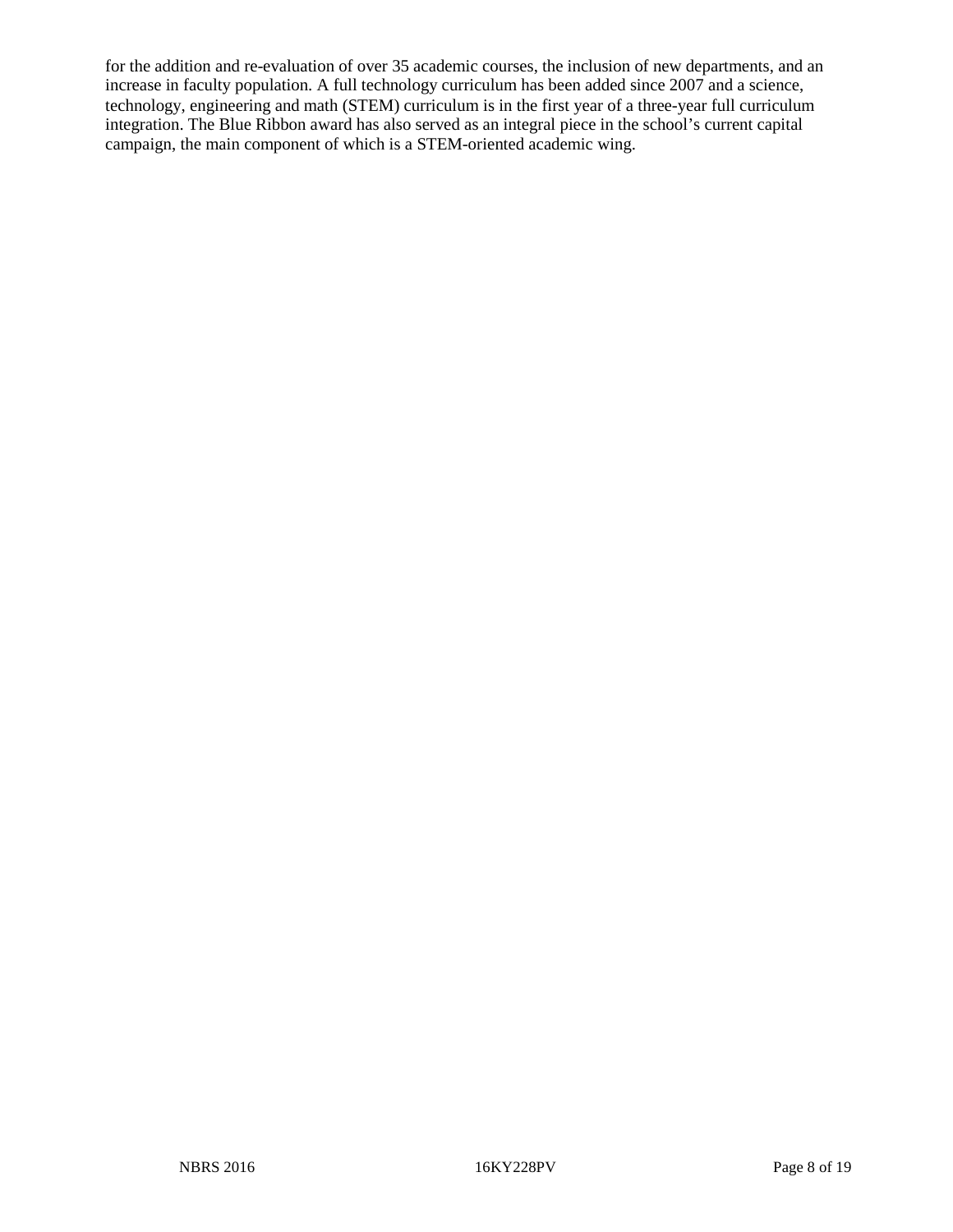for the addition and re-evaluation of over 35 academic courses, the inclusion of new departments, and an increase in faculty population. A full technology curriculum has been added since 2007 and a science, technology, engineering and math (STEM) curriculum is in the first year of a three-year full curriculum integration. The Blue Ribbon award has also served as an integral piece in the school's current capital campaign, the main component of which is a STEM-oriented academic wing.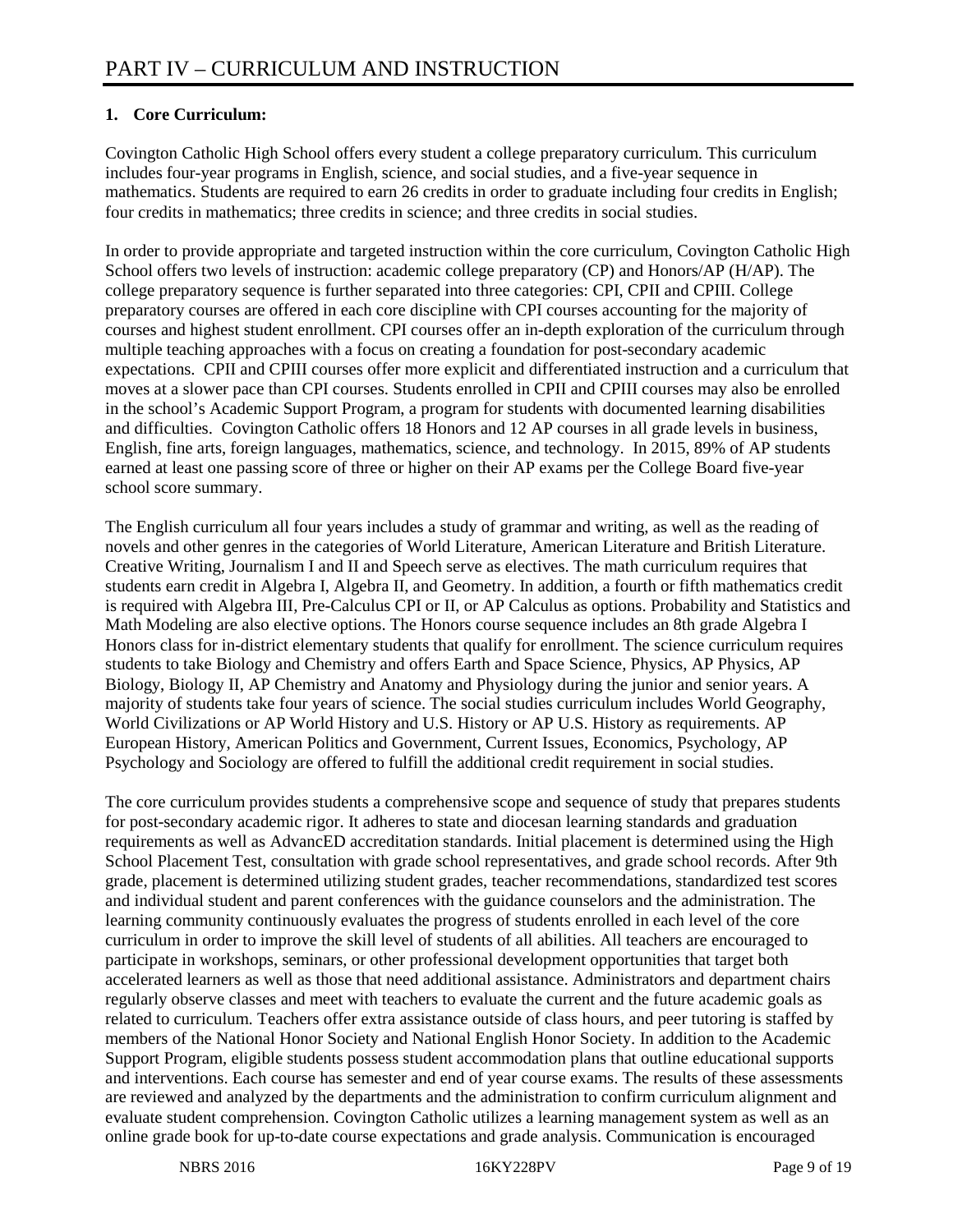# PART IV – CURRICULUM AND INSTRUCTION

**1. Core Curriculum:**

Covington Catholic High School offers every student a college preparatory curriculum. This curriculum includes four-year programs in English, science, and social studies, and a five-year sequence in mathematics. Students are required to earn 26 credits in order to graduate including four credits in English; four credits in mathematics; three credits in science; and three credits in social studies.

In order to provide appropriate and targeted instruction within the core curriculum, Covington Catholic High School offers two levels of instruction: academic college preparatory (CP) and Honors/AP (H/AP). The college preparatory sequence is further separated into three categories: CPI, CPII and CPIII. College preparatory courses are offered in each core discipline with CPI courses accounting for the majority of courses and highest student enrollment. CPI courses offer an in-depth exploration of the curriculum through multiple teaching approaches with a focus on creating a foundation for post-secondary academic expectations. CPII and CPIII courses offer more explicit and differentiated instruction and a curriculum that moves at a slower pace than CPI courses. Students enrolled in CPII and CPIII courses may also be enrolled in the school's Academic Support Program, a program for students with documented learning disabilities and difficulties. Covington Catholic offers 18 Honors and 12 AP courses in all grade levels in business, English, fine arts, foreign languages, mathematics, science, and technology. In 2015, 89% of AP students earned at least one passing score of three or higher on their AP exams per the College Board five-year school score summary.

The English curriculum all four years includes a study of grammar and writing, as well as the reading of novels and other genres in the categories of World Literature, American Literature and British Literature. Creative Writing, Journalism I and II and Speech serve as electives. The math curriculum requires that students earn credit in Algebra I, Algebra II, and Geometry. In addition, a fourth or fifth mathematics credit is required with Algebra III, Pre-Calculus CPI or II, or AP Calculus as options. Probability and Statistics and Math Modeling are also elective options. The Honors course sequence includes an 8th grade Algebra I Honors class for in-district elementary students that qualify for enrollment. The science curriculum requires students to take Biology and Chemistry and offers Earth and Space Science, Physics, AP Physics, AP Biology, Biology II, AP Chemistry and Anatomy and Physiology during the junior and senior years. A majority of students take four years of science. The social studies curriculum includes World Geography, World Civilizations or AP World History and U.S. History or AP U.S. History as requirements. AP European History, American Politics and Government, Current Issues, Economics, Psychology, AP Psychology and Sociology are offered to fulfill the additional credit requirement in social studies.

The core curriculum provides students a comprehensive scope and sequence of study that prepares students for post-secondary academic rigor. It adheres to state and diocesan learning standards and graduation requirements as well as AdvancED accreditation standards. Initial placement is determined using the High School Placement Test, consultation with grade school representatives, and grade school records. After 9th grade, placement is determined utilizing student grades, teacher recommendations, standardized test scores and individual student and parent conferences with the guidance counselors and the administration. The learning community continuously evaluates the progress of students enrolled in each level of the core curriculum in order to improve the skill level of students of all abilities. All teachers are encouraged to participate in workshops, seminars, or other professional development opportunities that target both accelerated learners as well as those that need additional assistance. Administrators and department chairs regularly observe classes and meet with teachers to evaluate the current and the future academic goals as related to curriculum. Teachers offer extra assistance outside of class hours, and peer tutoring is staffed by members of the National Honor Society and National English Honor Society. In addition to the Academic Support Program, eligible students possess student accommodation plans that outline educational supports and interventions. Each course has semester and end of year course exams. The results of these assessments are reviewed and analyzed by the departments and the administration to confirm curriculum alignment and evaluate student comprehension. Covington Catholic utilizes a learning management system as well as an online grade book for up-to-date course expectations and grade analysis. Communication is encouraged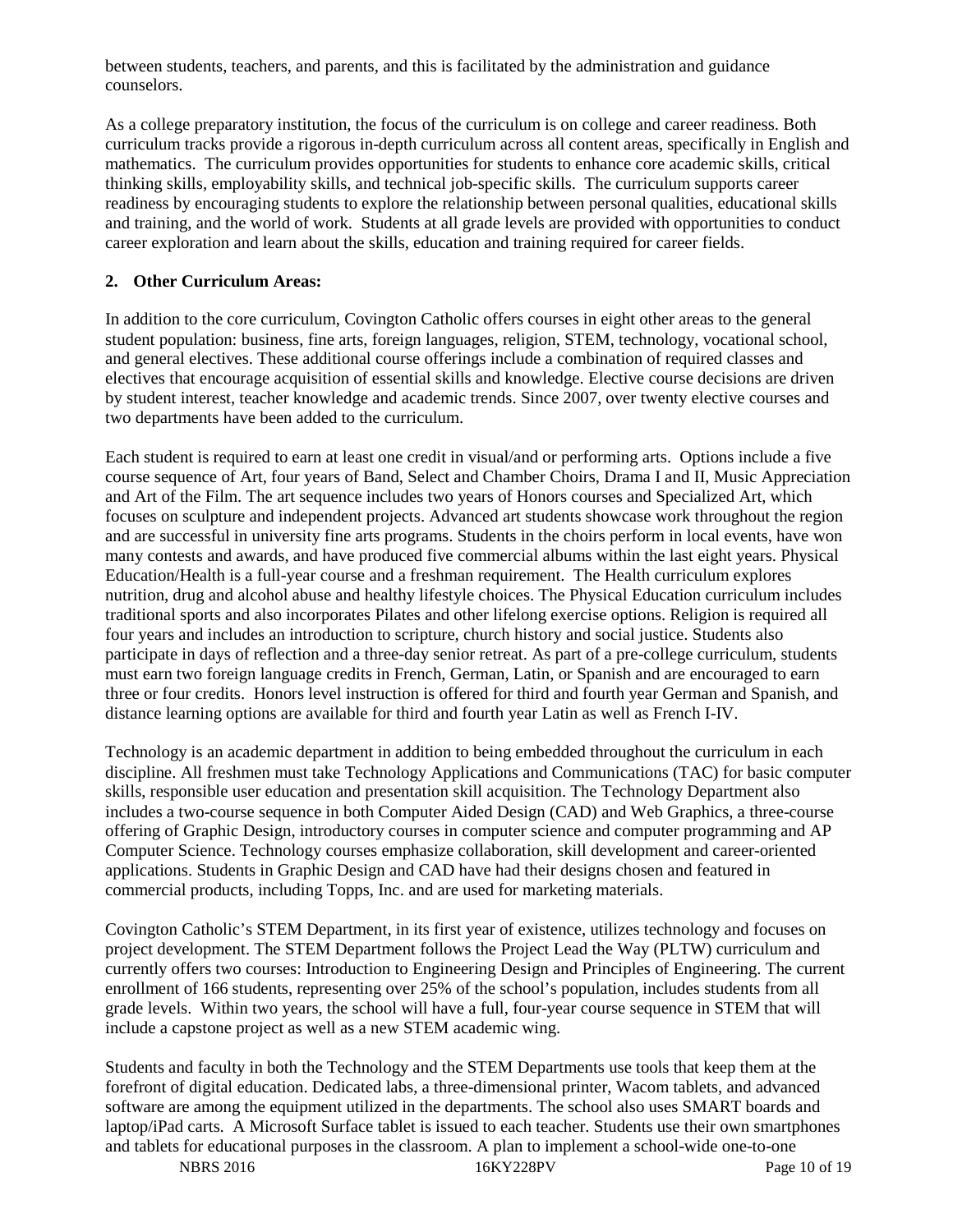between students, teachers, and parents, and this is facilitated by the administration and guidance counselors.

As a college preparatory institution, the focus of the curriculum is on college and career readiness. Both curriculum tracks provide a rigorous in-depth curriculum across all content areas, specifically in English and mathematics. The curriculum provides opportunities for students to enhance core academic skills, critical thinking skills, employability skills, and technical job-specific skills. The curriculum supports career readiness by encouraging students to explore the relationship between personal qualities, educational skills and training, and the world of work. Students at all grade levels are provided with opportunities to conduct career exploration and learn about the skills, education and training required for career fields.

**2. Other Curriculum Areas:**

In addition to the core curriculum, Covington Catholic offers courses in eight other areas to the general student population: business, fine arts, foreign languages, religion, STEM, technology, vocational school, and general electives. These additional course offerings include a combination of required classes and electives that encourage acquisition of essential skills and knowledge. Elective course decisions are driven by student interest, teacher knowledge and academic trends. Since 2007, over twenty elective courses and two departments have been added to the curriculum.

Each student is required to earn at least one credit in visual/and or performing arts. Options include a five course sequence of Art, four years of Band, Select and Chamber Choirs, Drama I and II, Music Appreciation and Art of the Film. The art sequence includes two years of Honors courses and Specialized Art, which focuses on sculpture and independent projects. Advanced art students showcase work throughout the region and are successful in university fine arts programs. Students in the choirs perform in local events, have won many contests and awards, and have produced five commercial albums within the last eight years. Physical Education/Health is a full-year course and a freshman requirement. The Health curriculum explores nutrition, drug and alcohol abuse and healthy lifestyle choices. The Physical Education curriculum includes traditional sports and also incorporates Pilates and other lifelong exercise options. Religion is required all four years and includes an introduction to scripture, church history and social justice. Students also participate in days of reflection and a three-day senior retreat. As part of a pre-college curriculum, students must earn two foreign language credits in French, German, Latin, or Spanish and are encouraged to earn three or four credits. Honors level instruction is offered for third and fourth year German and Spanish, and distance learning options are available for third and fourth year Latin as well as French I-IV.

Technology is an academic department in addition to being embedded throughout the curriculum in each discipline. All freshmen must take Technology Applications and Communications (TAC) for basic computer skills, responsible user education and presentation skill acquisition. The Technology Department also includes a two-course sequence in both Computer Aided Design (CAD) and Web Graphics, a three-course offering of Graphic Design, introductory courses in computer science and computer programming and AP Computer Science. Technology courses emphasize collaboration, skill development and career-oriented applications. Students in Graphic Design and CAD have had their designs chosen and featured in commercial products, including Topps, Inc. and are used for marketing materials.

Covington Catholic's STEM Department, in its first year of existence, utilizes technology and focuses on project development. The STEM Department follows the Project Lead the Way (PLTW) curriculum and currently offers two courses: Introduction to Engineering Design and Principles of Engineering. The current enrollment of 166 students, representing over 25% of the school's population, includes students from all grade levels. Within two years, the school will have a full, four-year course sequence in STEM that will include a capstone project as well as a new STEM academic wing.

Students and faculty in both the Technology and the STEM Departments use tools that keep them at the forefront of digital education. Dedicated labs, a three-dimensional printer, Wacom tablets, and advanced software are among the equipment utilized in the departments. The school also uses SMART boards and laptop/iPad carts. A Microsoft Surface tablet is issued to each teacher. Students use their own smartphones and tablets for educational purposes in the classroom. A plan to implement a school-wide one-to-one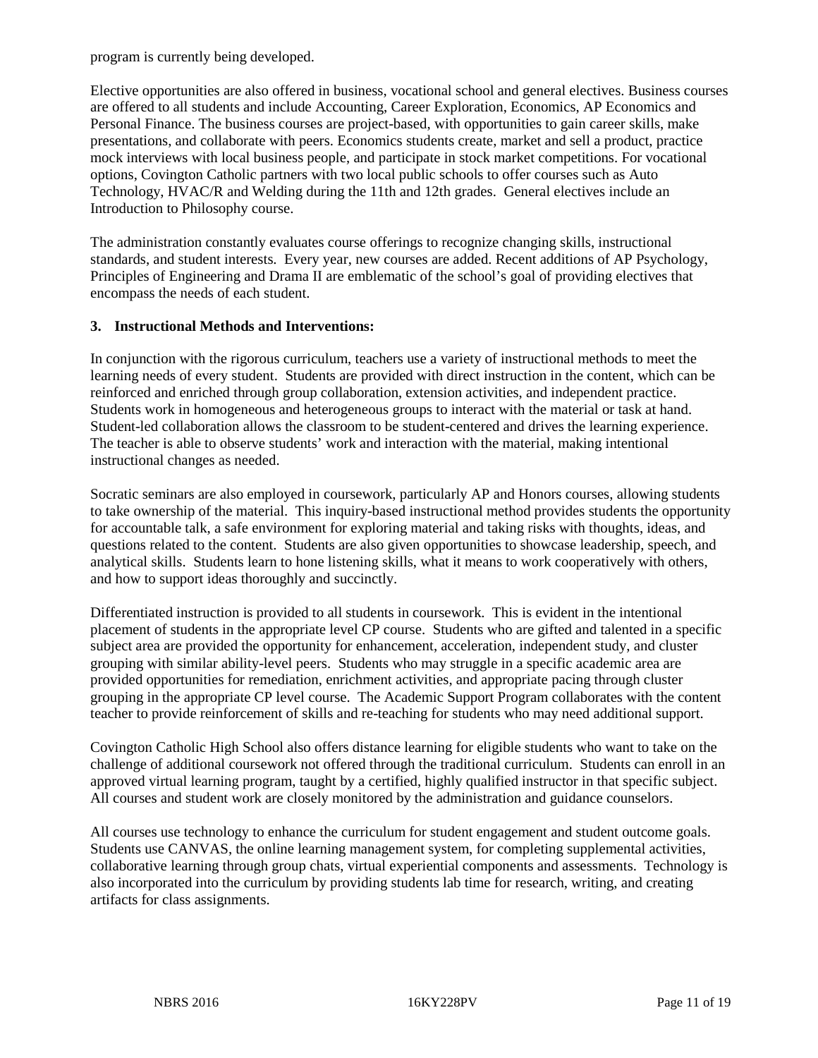program is currently being developed.

Elective opportunities are also offered in business, vocational school and general electives. Business courses are offered to all students and include Accounting, Career Exploration, Economics, AP Economics and Personal Finance. The business courses are project-based, with opportunities to gain career skills, make presentations, and collaborate with peers. Economics students create, market and sell a product, practice mock interviews with local business people, and participate in stock market competitions. For vocational options, Covington Catholic partners with two local public schools to offer courses such as Auto Technology, HVAC/R and Welding during the 11th and 12th grades. General electives include an Introduction to Philosophy course.

The administration constantly evaluates course offerings to recognize changing skills, instructional standards, and student interests. Every year, new courses are added. Recent additions of AP Psychology, Principles of Engineering and Drama II are emblematic of the school's goal of providing electives that encompass the needs of each student.

**3. Instructional Methods and Interventions:**

In conjunction with the rigorous curriculum, teachers use a variety of instructional methods to meet the learning needs of every student. Students are provided with direct instruction in the content, which can be reinforced and enriched through group collaboration, extension activities, and independent practice. Students work in homogeneous and heterogeneous groups to interact with the material or task at hand. Student-led collaboration allows the classroom to be student-centered and drives the learning experience. The teacher is able to observe students' work and interaction with the material, making intentional instructional changes as needed.

Socratic seminars are also employed in coursework, particularly AP and Honors courses, allowing students to take ownership of the material. This inquiry-based instructional method provides students the opportunity for accountable talk, a safe environment for exploring material and taking risks with thoughts, ideas, and questions related to the content. Students are also given opportunities to showcase leadership, speech, and analytical skills. Students learn to hone listening skills, what it means to work cooperatively with others, and how to support ideas thoroughly and succinctly.

Differentiated instruction is provided to all students in coursework. This is evident in the intentional placement of students in the appropriate level CP course. Students who are gifted and talented in a specific subject area are provided the opportunity for enhancement, acceleration, independent study, and cluster grouping with similar ability-level peers. Students who may struggle in a specific academic area are provided opportunities for remediation, enrichment activities, and appropriate pacing through cluster grouping in the appropriate CP level course. The Academic Support Program collaborates with the content teacher to provide reinforcement of skills and re-teaching for students who may need additional support.

Covington Catholic High School also offers distance learning for eligible students who want to take on the challenge of additional coursework not offered through the traditional curriculum. Students can enroll in an approved virtual learning program, taught by a certified, highly qualified instructor in that specific subject. All courses and student work are closely monitored by the administration and guidance counselors.

All courses use technology to enhance the curriculum for student engagement and student outcome goals. Students use CANVAS, the online learning management system, for completing supplemental activities, collaborative learning through group chats, virtual experiential components and assessments. Technology is also incorporated into the curriculum by providing students lab time for research, writing, and creating artifacts for class assignments.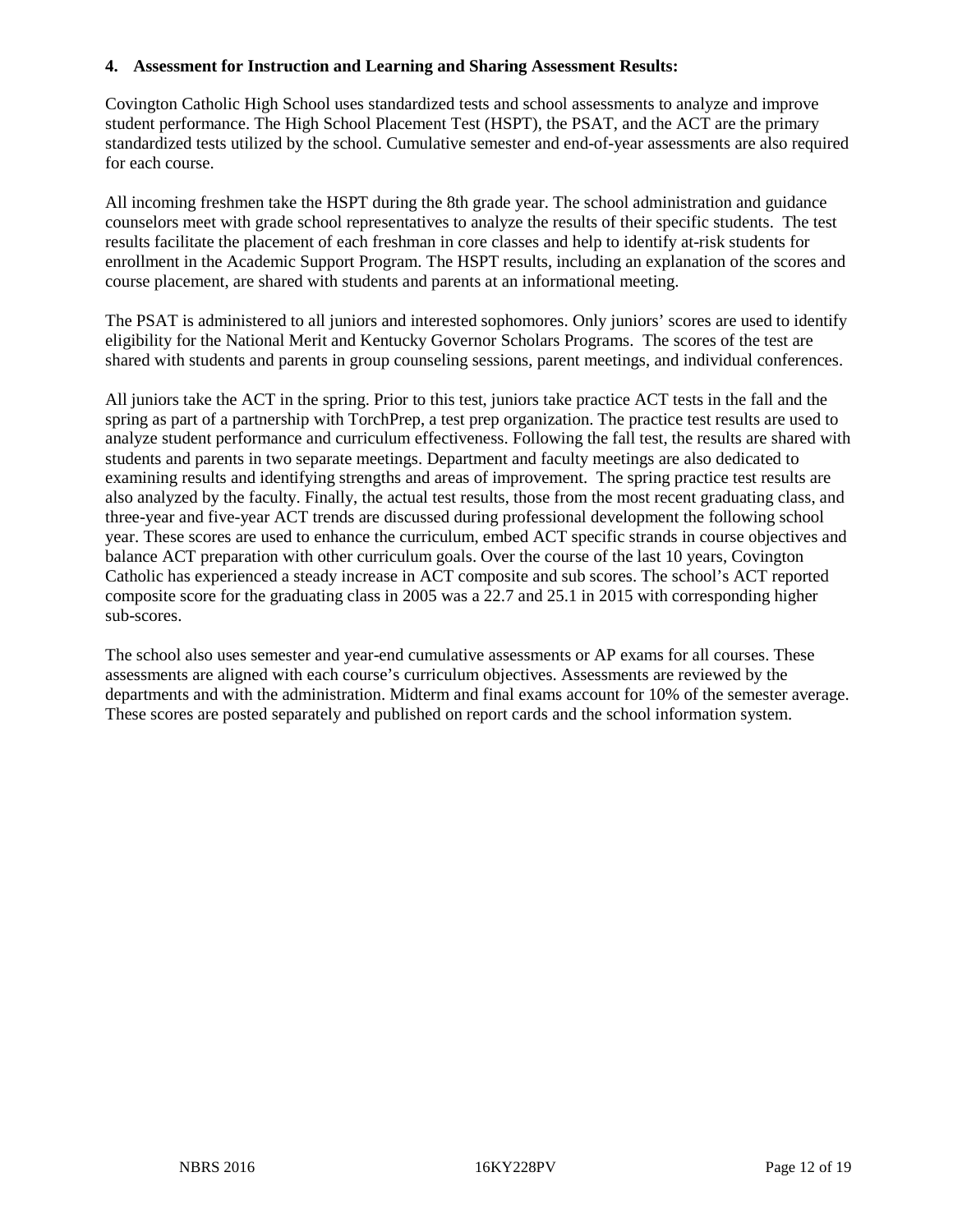**4. Assessment for Instruction and Learning and Sharing Assessment Results:**

Covington Catholic High School uses standardized tests and school assessments to analyze and improve student performance. The High School Placement Test (HSPT), the PSAT, and the ACT are the primary standardized tests utilized by the school. Cumulative semester and end-of-year assessments are also required for each course.

All incoming freshmen take the HSPT during the 8th grade year. The school administration and guidance counselors meet with grade school representatives to analyze the results of their specific students. The test results facilitate the placement of each freshman in core classes and help to identify at-risk students for enrollment in the Academic Support Program. The HSPT results, including an explanation of the scores and course placement, are shared with students and parents at an informational meeting.

The PSAT is administered to all juniors and interested sophomores. Only juniors' scores are used to identify eligibility for the National Merit and Kentucky Governor Scholars Programs. The scores of the test are shared with students and parents in group counseling sessions, parent meetings, and individual conferences.

All juniors take the ACT in the spring. Prior to this test, juniors take practice ACT tests in the fall and the spring as part of a partnership with TorchPrep, a test prep organization. The practice test results are used to analyze student performance and curriculum effectiveness. Following the fall test, the results are shared with students and parents in two separate meetings. Department and faculty meetings are also dedicated to examining results and identifying strengths and areas of improvement. The spring practice test results are also analyzed by the faculty. Finally, the actual test results, those from the most recent graduating class, and three-year and five-year ACT trends are discussed during professional development the following school year. These scores are used to enhance the curriculum, embed ACT specific strands in course objectives and balance ACT preparation with other curriculum goals. Over the course of the last 10 years, Covington Catholic has experienced a steady increase in ACT composite and sub scores. The school's ACT reported composite score for the graduating class in 2005 was a 22.7 and 25.1 in 2015 with corresponding higher sub-scores.

The school also uses semester and year-end cumulative assessments or AP exams for all courses. These assessments are aligned with each course's curriculum objectives. Assessments are reviewed by the departments and with the administration. Midterm and final exams account for 10% of the semester average. These scores are posted separately and published on report cards and the school information system.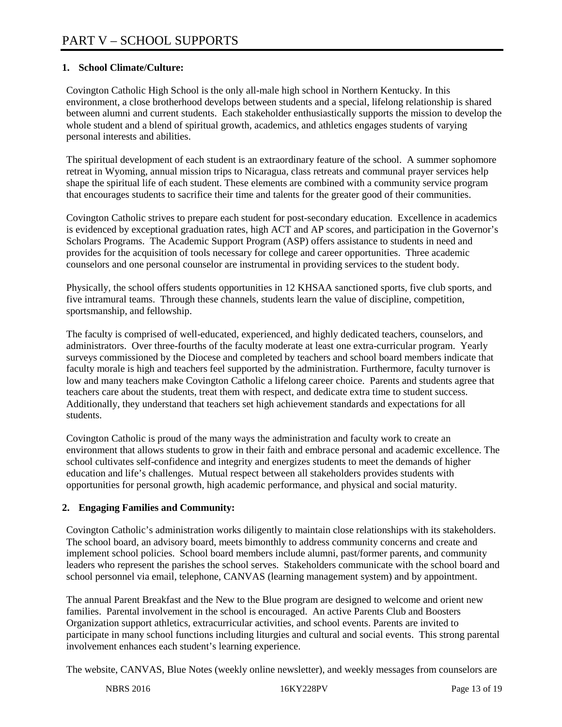# PART V – SCHOOL SUPPORTS

**1. School Climate/Culture:**

Covington Catholic High School is the only all-male high school in Northern Kentucky. In this environment, a close brotherhood develops between students and a special, lifelong relationship is shared between alumni and current students. Each stakeholder enthusiastically supports the mission to develop the whole student and a blend of spiritual growth, academics, and athletics engages students of varying personal interests and abilities.

The spiritual development of each student is an extraordinary feature of the school. A summer sophomore retreat in Wyoming, annual mission trips to Nicaragua, class retreats and communal prayer services help shape the spiritual life of each student. These elements are combined with a community service program that encourages students to sacrifice their time and talents for the greater good of their communities.

Covington Catholic strives to prepare each student for post-secondary education. Excellence in academics is evidenced by exceptional graduation rates, high ACT and AP scores, and participation in the Governor's Scholars Programs. The Academic Support Program (ASP) offers assistance to students in need and provides for the acquisition of tools necessary for college and career opportunities. Three academic counselors and one personal counselor are instrumental in providing services to the student body.

Physically, the school offers students opportunities in 12 KHSAA sanctioned sports, five club sports, and five intramural teams. Through these channels, students learn the value of discipline, competition, sportsmanship, and fellowship.

The faculty is comprised of well-educated, experienced, and highly dedicated teachers, counselors, and administrators. Over three-fourths of the faculty moderate at least one extra-curricular program. Yearly surveys commissioned by the Diocese and completed by teachers and school board members indicate that faculty morale is high and teachers feel supported by the administration. Furthermore, faculty turnover is low and many teachers make Covington Catholic a lifelong career choice. Parents and students agree that teachers care about the students, treat them with respect, and dedicate extra time to student success. Additionally, they understand that teachers set high achievement standards and expectations for all students.

Covington Catholic is proud of the many ways the administration and faculty work to create an environment that allows students to grow in their faith and embrace personal and academic excellence. The school cultivates self-confidence and integrity and energizes students to meet the demands of higher education and life's challenges. Mutual respect between all stakeholders provides students with opportunities for personal growth, high academic performance, and physical and social maturity.

**2. Engaging Families and Community:**

Covington Catholic's administration works diligently to maintain close relationships with its stakeholders. The school board, an advisory board, meets bimonthly to address community concerns and create and implement school policies. School board members include alumni, past/former parents, and community leaders who represent the parishes the school serves. Stakeholders communicate with the school board and school personnel via email, telephone, CANVAS (learning management system) and by appointment.

The annual Parent Breakfast and the New to the Blue program are designed to welcome and orient new families. Parental involvement in the school is encouraged. An active Parents Club and Boosters Organization support athletics, extracurricular activities, and school events. Parents are invited to participate in many school functions including liturgies and cultural and social events. This strong parental involvement enhances each student's learning experience.

The website, CANVAS, Blue Notes (weekly online newsletter), and weekly messages from counselors are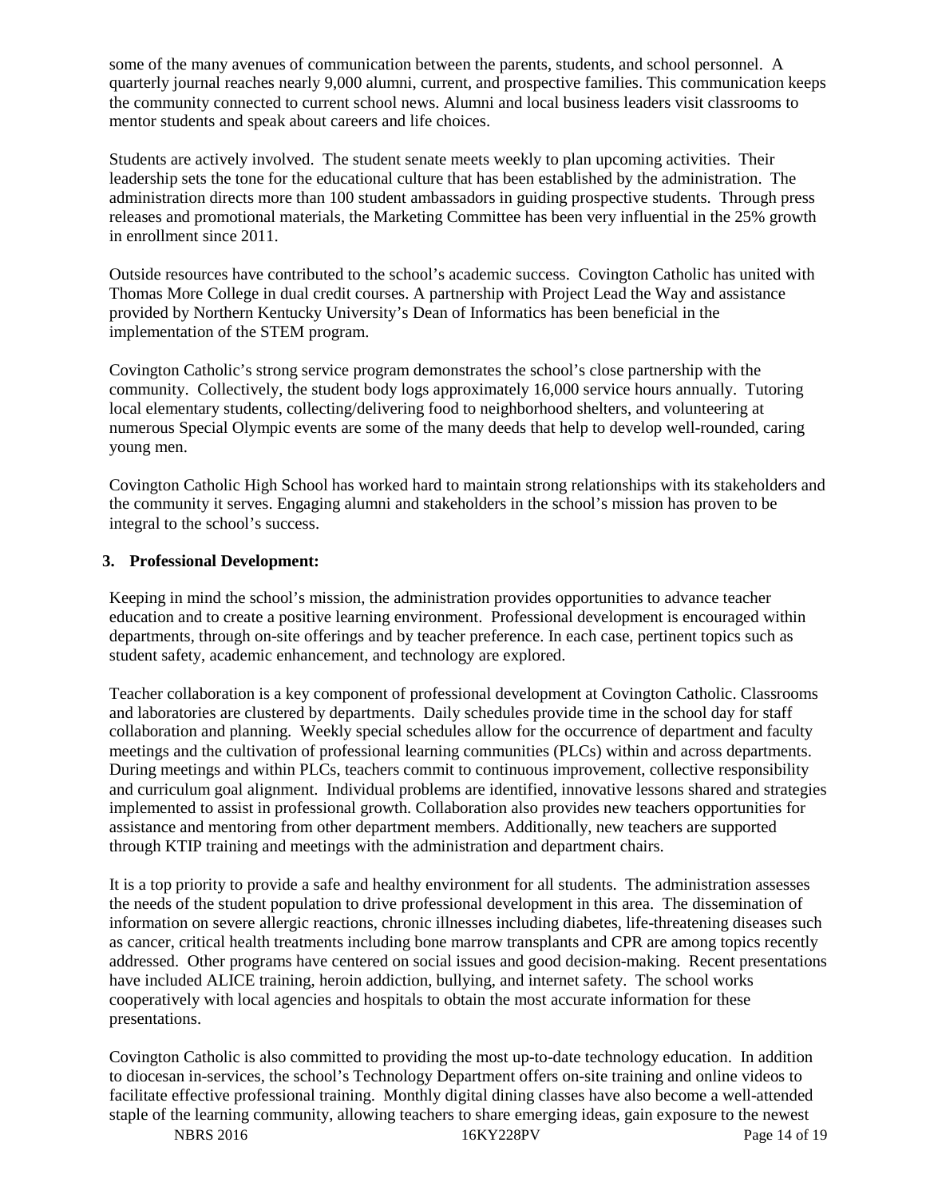some of the many avenues of communication between the parents, students, and school personnel. A quarterly journal reaches nearly 9,000 alumni, current, and prospective families. This communication keeps the community connected to current school news. Alumni and local business leaders visit classrooms to mentor students and speak about careers and life choices.

Students are actively involved. The student senate meets weekly to plan upcoming activities. Their leadership sets the tone for the educational culture that has been established by the administration. The administration directs more than 100 student ambassadors in guiding prospective students. Through press releases and promotional materials, the Marketing Committee has been very influential in the 25% growth in enrollment since 2011.

Outside resources have contributed to the school's academic success. Covington Catholic has united with Thomas More College in dual credit courses. A partnership with Project Lead the Way and assistance provided by Northern Kentucky University's Dean of Informatics has been beneficial in the implementation of the STEM program.

Covington Catholic's strong service program demonstrates the school's close partnership with the community. Collectively, the student body logs approximately 16,000 service hours annually. Tutoring local elementary students, collecting/delivering food to neighborhood shelters, and volunteering at numerous Special Olympic events are some of the many deeds that help to develop well-rounded, caring young men.

Covington Catholic High School has worked hard to maintain strong relationships with its stakeholders and the community it serves. Engaging alumni and stakeholders in the school's mission has proven to be integral to the school's success.

### 3. Professional Development:

Keeping in mind the school's mission, the administration provides opportunities to advance teacher education and to create a positive learning environment. Professional development is encouraged within departments, through on-site offerings and by teacher preference. In each case, pertinent topics such as student safety, academic enhancement, and technology are explored.

Teacher collaboration is a key component of professional development at Covington Catholic. Classrooms and laboratories are clustered by departments. Daily schedules provide time in the school day for staff collaboration and planning. Weekly special schedules allow for the occurrence of department and faculty meetings and the cultivation of professional learning communities (PLCs) within and across departments. During meetings and within PLCs, teachers commit to continuous improvement, collective responsibility and curriculum goal alignment. Individual problems are identified, innovative lessons shared and strategies implemented to assist in professional growth. Collaboration also provides new teachers opportunities for assistance and mentoring from other department members. Additionally, new teachers are supported through KTIP training and meetings with the administration and department chairs.

It is a top priority to provide a safe and healthy environment for all students. The administration assesses the needs of the student population to drive professional development in this area. The dissemination of information on severe allergic reactions, chronic illnesses including diabetes, life-threatening diseases such as cancer, critical health treatments including bone marrow transplants and CPR are among topics recently addressed. Other programs have centered on social issues and good decision-making. Recent presentations have included ALICE training, heroin addiction, bullying, and internet safety. The school works cooperatively with local agencies and hospitals to obtain the most accurate information for these presentations.

Covington Catholic is also committed to providing the most up-to-date technology education. In addition to diocesan in-services, the school's Technology Department offers on-site training and online videos to facilitate effective professional training. Monthly digital dining classes have also become a well-attended staple of the learning community, allowing teachers to share emerging ideas, gain exposure to the newest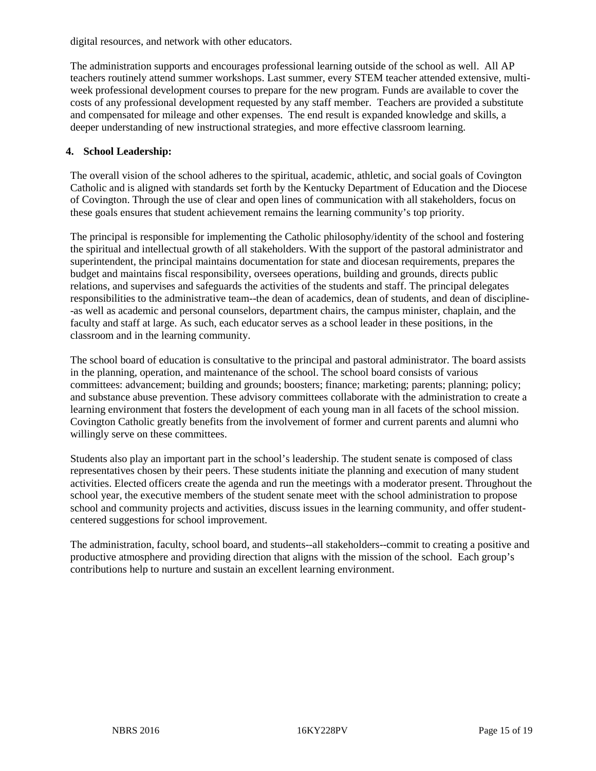digital resources, and network with other educators.

The administration supports and encourages professional learning outside of the school as well. All AP teachers routinely attend summer workshops. Last summer, every STEM teacher attended extensive, multi-week professional development courses to prepare for the new program. Funds are available to cover the costs of any professional development requested by any staff member. Teachers are provided a substitute and compensated for mileage and other expenses. The end result is expanded knowledge and skills, a deeper understanding of new instructional strategies, and more effective classroom learning.

**4. School Leadership:**

The overall vision of the school adheres to the spiritual, academic, athletic, and social goals of Covington Catholic and is aligned with standards set forth by the Kentucky Department of Education and the Diocese of Covington. Through the use of clear and open lines of communication with all stakeholders, focus on these goals ensures that student achievement remains the learning community's top priority.

The principal is responsible for implementing the Catholic philosophy/identity of the school and fostering the spiritual and intellectual growth of all stakeholders. With the support of the pastoral administrator and superintendent, the principal maintains documentation for state and diocesan requirements, prepares the budget and maintains fiscal responsibility, oversees operations, building and grounds, directs public relations, and supervises and safeguards the activities of the students and staff. The principal delegates responsibilities to the administrative team--the dean of academics, dean of students, and dean of discipline--as well as academic and personal counselors, department chairs, the campus minister, chaplain, and the faculty and staff at large. As such, each educator serves as a school leader in these positions, in the classroom and in the learning community.

The school board of education is consultative to the principal and pastoral administrator. The board assists in the planning, operation, and maintenance of the school. The school board consists of various committees: advancement; building and grounds; boosters; finance; marketing; parents; planning; policy; and substance abuse prevention. These advisory committees collaborate with the administration to create a learning environment that fosters the development of each young man in all facets of the school mission. Covington Catholic greatly benefits from the involvement of former and current parents and alumni who willingly serve on these committees.

Students also play an important part in the school's leadership. The student senate is composed of class representatives chosen by their peers. These students initiate the planning and execution of many student activities. Elected officers create the agenda and run the meetings with a moderator present. Throughout the school year, the executive members of the student senate meet with the school administration to propose school and community projects and activities, discuss issues in the learning community, and offer student-centered suggestions for school improvement.

The administration, faculty, school board, and students--all stakeholders--commit to creating a positive and productive atmosphere and providing direction that aligns with the mission of the school. Each group's contributions help to nurture and sustain an excellent learning environment.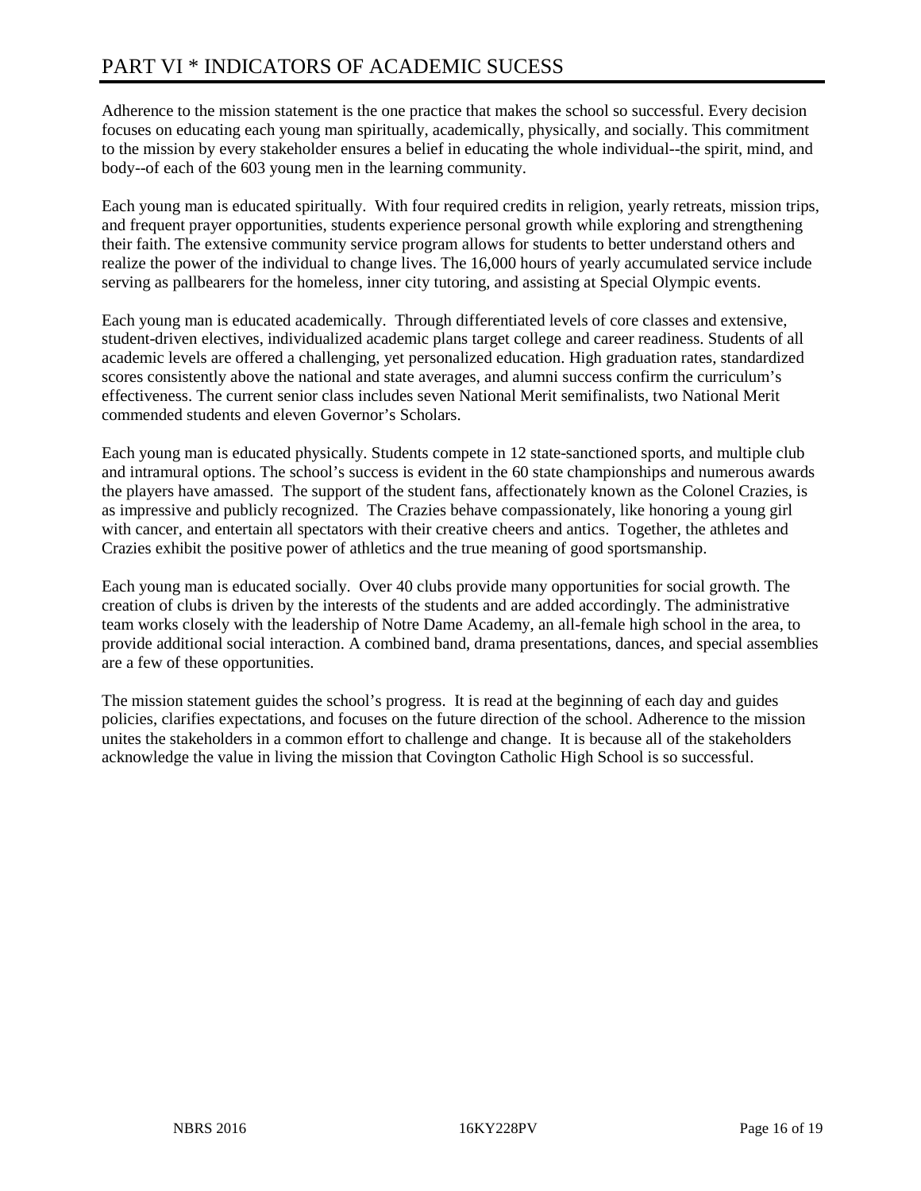# PART VI * INDICATORS OF ACADEMIC SUCESS

Adherence to the mission statement is the one practice that makes the school so successful. Every decision focuses on educating each young man spiritually, academically, physically, and socially. This commitment to the mission by every stakeholder ensures a belief in educating the whole individual--the spirit, mind, and body--of each of the 603 young men in the learning community.

Each young man is educated spiritually. With four required credits in religion, yearly retreats, mission trips, and frequent prayer opportunities, students experience personal growth while exploring and strengthening their faith. The extensive community service program allows for students to better understand others and realize the power of the individual to change lives. The 16,000 hours of yearly accumulated service include serving as pallbearers for the homeless, inner city tutoring, and assisting at Special Olympic events.

Each young man is educated academically. Through differentiated levels of core classes and extensive, student-driven electives, individualized academic plans target college and career readiness. Students of all academic levels are offered a challenging, yet personalized education. High graduation rates, standardized scores consistently above the national and state averages, and alumni success confirm the curriculum's effectiveness. The current senior class includes seven National Merit semifinalists, two National Merit commended students and eleven Governor's Scholars.

Each young man is educated physically. Students compete in 12 state-sanctioned sports, and multiple club and intramural options. The school's success is evident in the 60 state championships and numerous awards the players have amassed. The support of the student fans, affectionately known as the Colonel Crazies, is as impressive and publicly recognized. The Crazies behave compassionately, like honoring a young girl with cancer, and entertain all spectators with their creative cheers and antics. Together, the athletes and Crazies exhibit the positive power of athletics and the true meaning of good sportsmanship.

Each young man is educated socially. Over 40 clubs provide many opportunities for social growth. The creation of clubs is driven by the interests of the students and are added accordingly. The administrative team works closely with the leadership of Notre Dame Academy, an all-female high school in the area, to provide additional social interaction. A combined band, drama presentations, dances, and special assemblies are a few of these opportunities.

The mission statement guides the school's progress. It is read at the beginning of each day and guides policies, clarifies expectations, and focuses on the future direction of the school. Adherence to the mission unites the stakeholders in a common effort to challenge and change. It is because all of the stakeholders acknowledge the value in living the mission that Covington Catholic High School is so successful.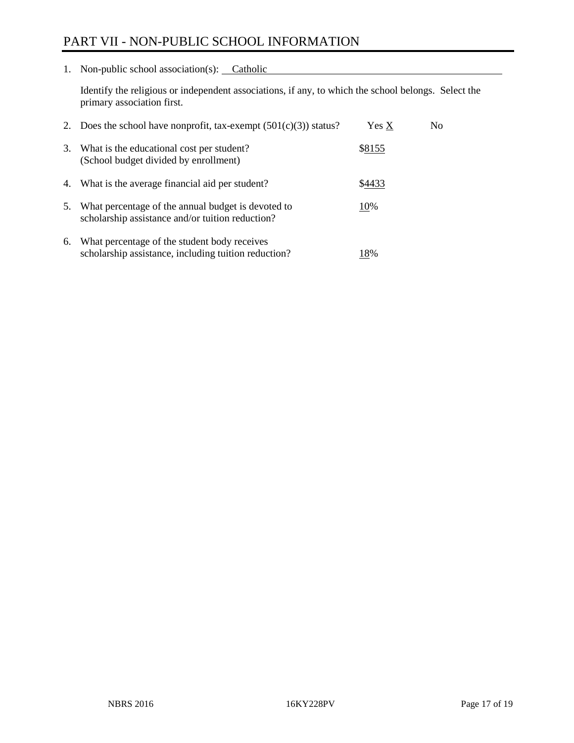# PART VII - NON-PUBLIC SCHOOL INFORMATION

1. Non-public school association(s): Catholic

   Identify the religious or independent associations, if any, to which the school belongs. Select the primary association first.

2. Does the school have nonprofit, tax-exempt (501(c)(3)) status? Yes X No

3. What is the educational cost per student? (School budget divided by enrollment) $8155

4. What is the average financial aid per student? $4433

5. What percentage of the annual budget is devoted to scholarship assistance and/or tuition reduction? 10%

6. What percentage of the student body receives scholarship assistance, including tuition reduction? 18%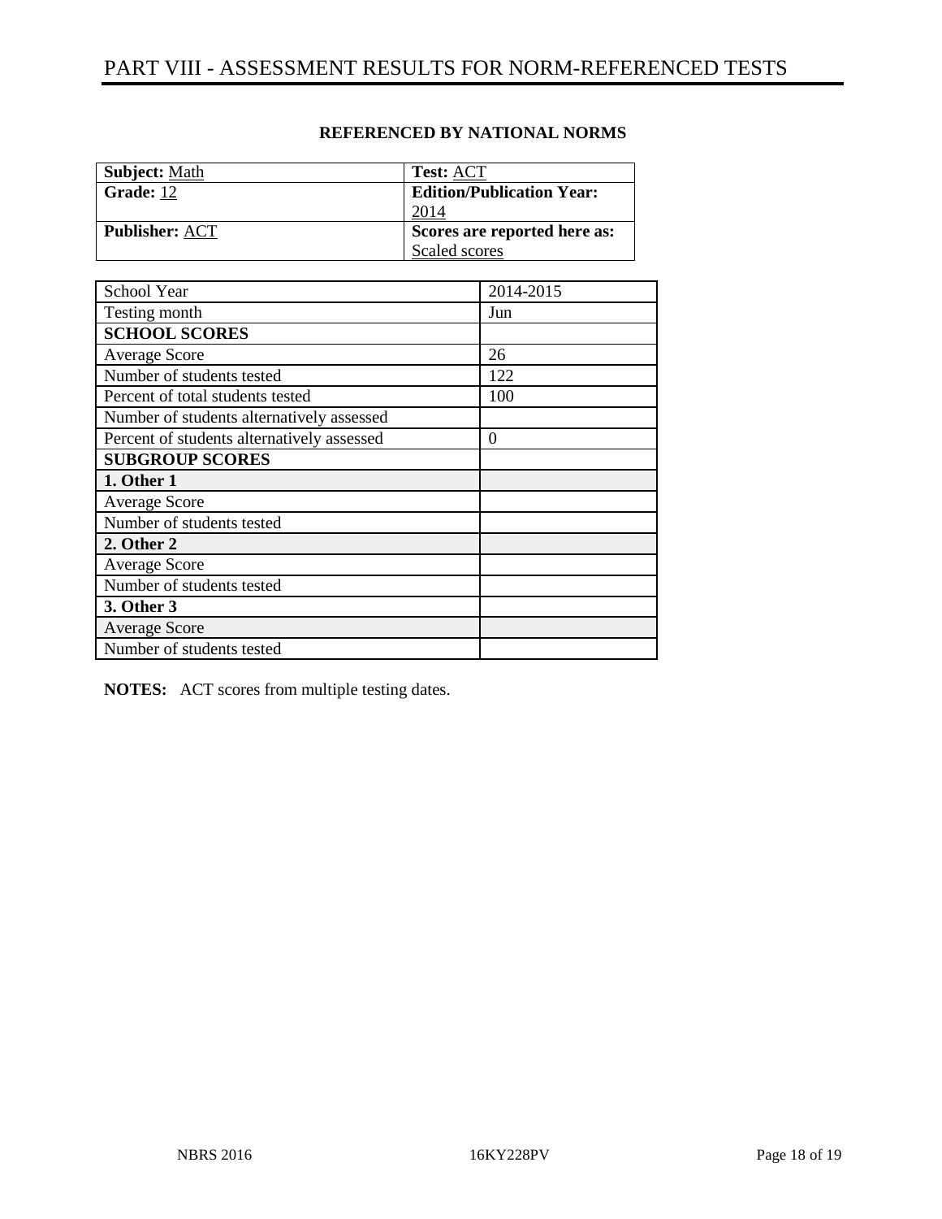# PART VIII - ASSESSMENT RESULTS FOR NORM-REFERENCED TESTS

**REFERENCED BY NATIONAL NORMS**

| | |
|---|---|
| **Subject:** Math | **Test:** ACT |
| **Grade:** 12 | **Edition/Publication Year:** 2014 |
| **Publisher:** ACT | **Scores are reported here as:** Scaled scores |

| School Year | 2014-2015 |
|---|---|
| Testing month | Jun |
| **SCHOOL SCORES** | |
| Average Score | 26 |
| Number of students tested | 122 |
| Percent of total students tested | 100 |
| Number of students alternatively assessed | |
| Percent of students alternatively assessed | 0 |
| **SUBGROUP SCORES** | |
| **1. Other 1** | |
| Average Score | |
| Number of students tested | |
| **2. Other 2** | |
| Average Score | |
| Number of students tested | |
| **3. Other 3** | |
| Average Score | |
| Number of students tested | |

**NOTES:** ACT scores from multiple testing dates.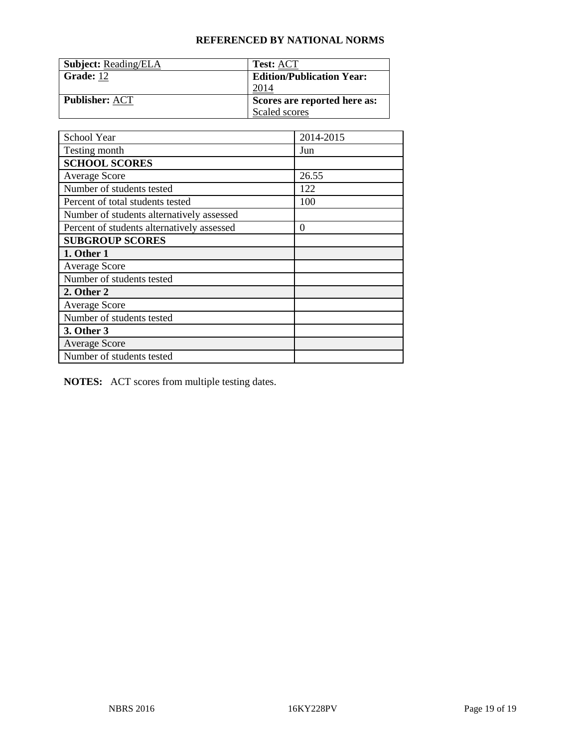**REFERENCED BY NATIONAL NORMS**

| | |
|---|---|
| **Subject:** Reading/ELA | **Test:** ACT |
| **Grade:** 12 | **Edition/Publication Year:** 2014 |
| **Publisher:** ACT | **Scores are reported here as:** Scaled scores |

| School Year | 2014-2015 |
|---|---|
| Testing month | Jun |
| **SCHOOL SCORES** | |
| Average Score | 26.55 |
| Number of students tested | 122 |
| Percent of total students tested | 100 |
| Number of students alternatively assessed | |
| Percent of students alternatively assessed | 0 |
| **SUBGROUP SCORES** | |
| **1. Other 1** | |
| Average Score | |
| Number of students tested | |
| **2. Other 2** | |
| Average Score | |
| Number of students tested | |
| **3. Other 3** | |
| Average Score | |
| Number of students tested | |

**NOTES:** ACT scores from multiple testing dates.